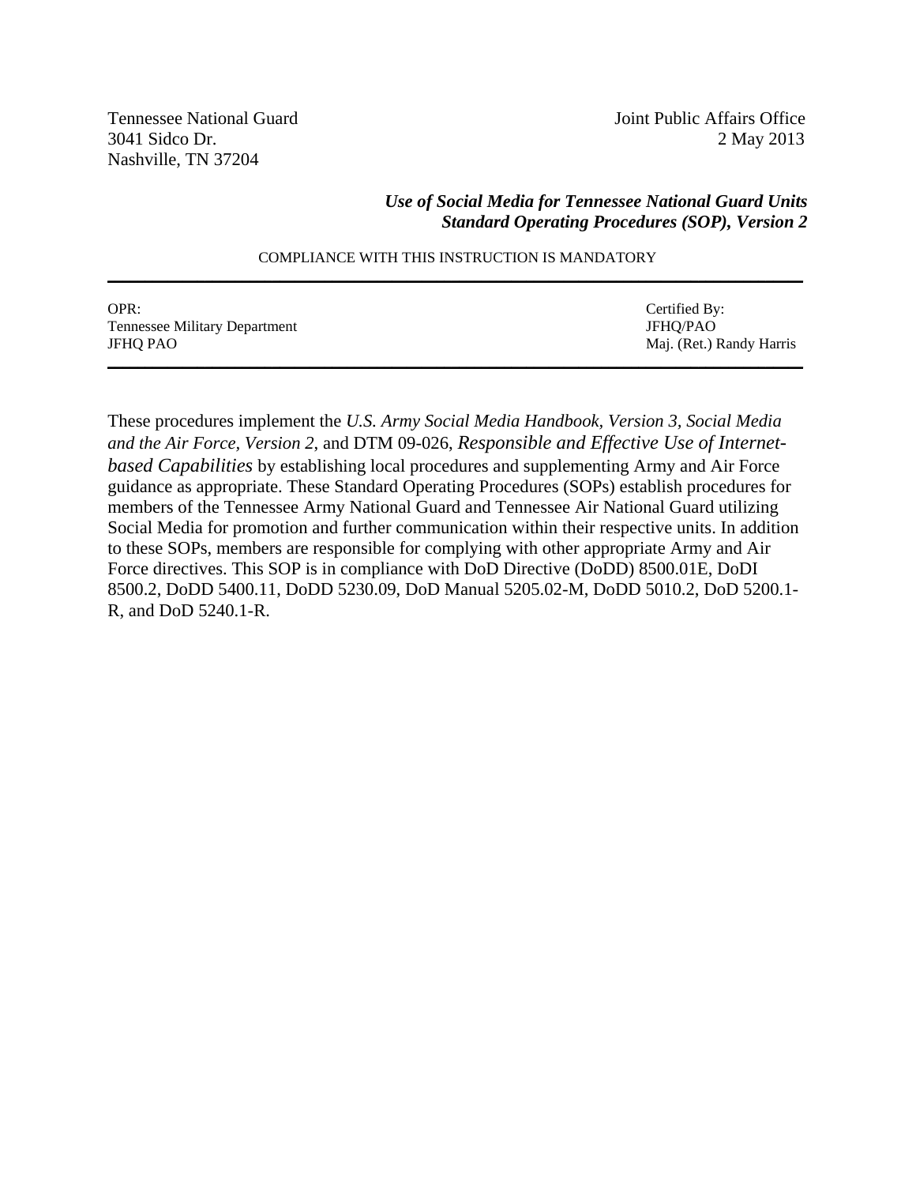Tennessee National Guard
3041 Sidco Dr.
Nashville, TN 37204

Joint Public Affairs Office
2 May 2013

***Use of Social Media for Tennessee National Guard Units***
***Standard Operating Procedures (SOP), Version 2***

COMPLIANCE WITH THIS INSTRUCTION IS MANDATORY

---

| OPR: | Certified By: |
| --- | --- |
| Tennessee Military Department | JFHQ/PAO |
| JFHQ PAO | Maj. (Ret.) Randy Harris |

---

These procedures implement the *U.S. Army Social Media Handbook, Version 3, Social Media and the Air Force, Version 2,* and DTM 09-026, *Responsible and Effective Use of Internet-based Capabilities* by establishing local procedures and supplementing Army and Air Force guidance as appropriate. These Standard Operating Procedures (SOPs) establish procedures for members of the Tennessee Army National Guard and Tennessee Air National Guard utilizing Social Media for promotion and further communication within their respective units. In addition to these SOPs, members are responsible for complying with other appropriate Army and Air Force directives. This SOP is in compliance with DoD Directive (DoDD) 8500.01E, DoDI 8500.2, DoDD 5400.11, DoDD 5230.09, DoD Manual 5205.02-M, DoDD 5010.2, DoD 5200.1-R, and DoD 5240.1-R.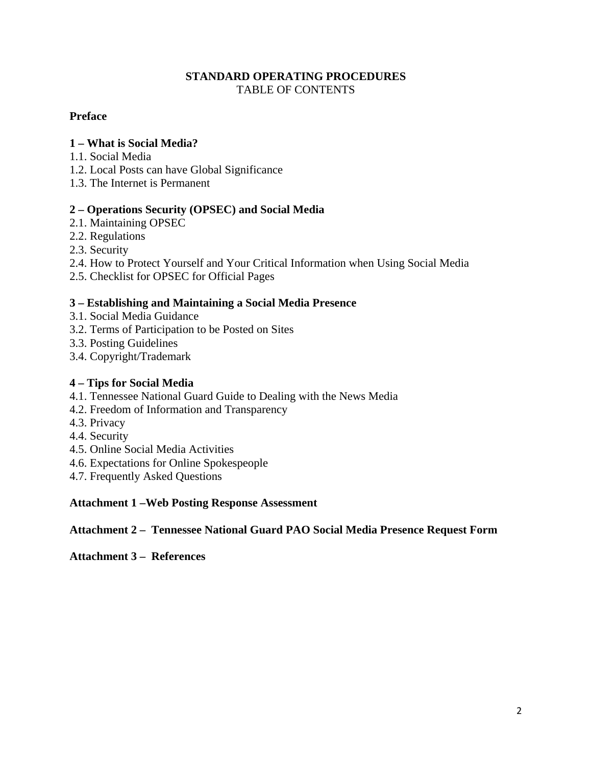# STANDARD OPERATING PROCEDURES

TABLE OF CONTENTS

**Preface**

**1 – What is Social Media?**

1.1. Social Media
1.2. Local Posts can have Global Significance
1.3. The Internet is Permanent

**2 – Operations Security (OPSEC) and Social Media**

2.1. Maintaining OPSEC
2.2. Regulations
2.3. Security
2.4. How to Protect Yourself and Your Critical Information when Using Social Media
2.5. Checklist for OPSEC for Official Pages

**3 – Establishing and Maintaining a Social Media Presence**

3.1. Social Media Guidance
3.2. Terms of Participation to be Posted on Sites
3.3. Posting Guidelines
3.4. Copyright/Trademark

**4 – Tips for Social Media**

4.1. Tennessee National Guard Guide to Dealing with the News Media
4.2. Freedom of Information and Transparency
4.3. Privacy
4.4. Security
4.5. Online Social Media Activities
4.6. Expectations for Online Spokespeople
4.7. Frequently Asked Questions

**Attachment 1 –Web Posting Response Assessment**

**Attachment 2 – Tennessee National Guard PAO Social Media Presence Request Form**

**Attachment 3 – References**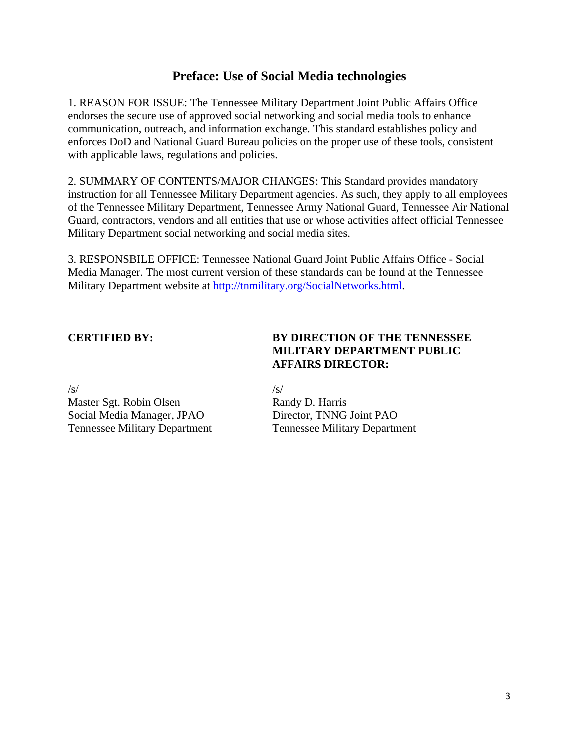## Preface: Use of Social Media technologies

1. REASON FOR ISSUE: The Tennessee Military Department Joint Public Affairs Office endorses the secure use of approved social networking and social media tools to enhance communication, outreach, and information exchange. This standard establishes policy and enforces DoD and National Guard Bureau policies on the proper use of these tools, consistent with applicable laws, regulations and policies.

2. SUMMARY OF CONTENTS/MAJOR CHANGES: This Standard provides mandatory instruction for all Tennessee Military Department agencies. As such, they apply to all employees of the Tennessee Military Department, Tennessee Army National Guard, Tennessee Air National Guard, contractors, vendors and all entities that use or whose activities affect official Tennessee Military Department social networking and social media sites.

3. RESPONSBILE OFFICE: Tennessee National Guard Joint Public Affairs Office - Social Media Manager. The most current version of these standards can be found at the Tennessee Military Department website at [http://tnmilitary.org/SocialNetworks.html](http://tnmilitary.org/SocialNetworks.html).

**CERTIFIED BY:**

/s/
Master Sgt. Robin Olsen
Social Media Manager, JPAO
Tennessee Military Department

**BY DIRECTION OF THE TENNESSEE MILITARY DEPARTMENT PUBLIC AFFAIRS DIRECTOR:**

/s/
Randy D. Harris
Director, TNNG Joint PAO
Tennessee Military Department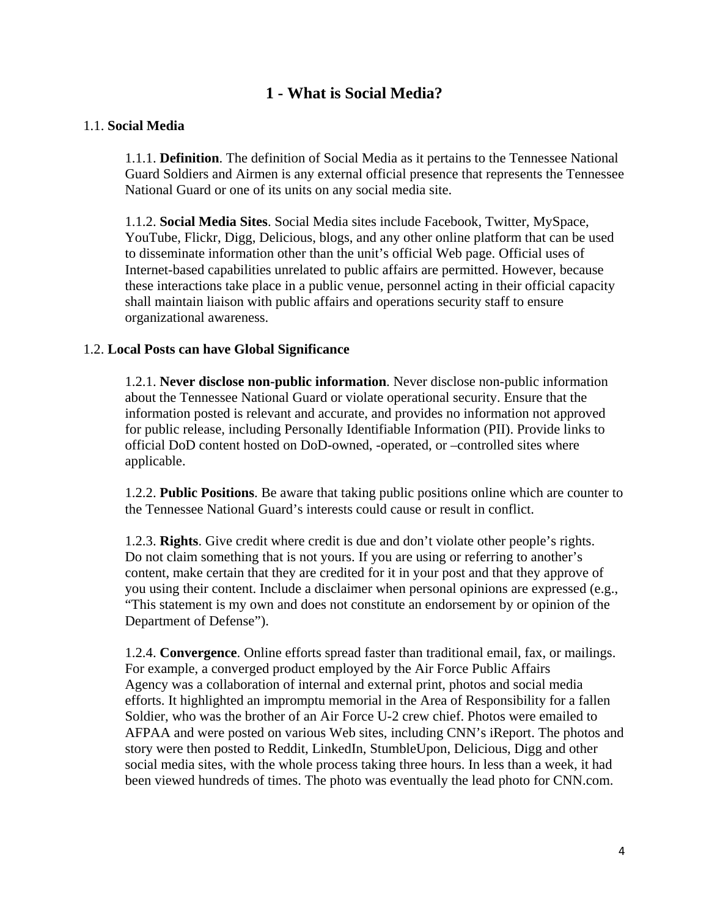# 1 - What is Social Media?

1.1. **Social Media**

1.1.1. **Definition**. The definition of Social Media as it pertains to the Tennessee National Guard Soldiers and Airmen is any external official presence that represents the Tennessee National Guard or one of its units on any social media site.

1.1.2. **Social Media Sites**. Social Media sites include Facebook, Twitter, MySpace, YouTube, Flickr, Digg, Delicious, blogs, and any other online platform that can be used to disseminate information other than the unit's official Web page. Official uses of Internet-based capabilities unrelated to public affairs are permitted. However, because these interactions take place in a public venue, personnel acting in their official capacity shall maintain liaison with public affairs and operations security staff to ensure organizational awareness.

1.2. **Local Posts can have Global Significance**

1.2.1. **Never disclose non-public information**. Never disclose non-public information about the Tennessee National Guard or violate operational security. Ensure that the information posted is relevant and accurate, and provides no information not approved for public release, including Personally Identifiable Information (PII). Provide links to official DoD content hosted on DoD-owned, -operated, or –controlled sites where applicable.

1.2.2. **Public Positions**. Be aware that taking public positions online which are counter to the Tennessee National Guard's interests could cause or result in conflict.

1.2.3. **Rights**. Give credit where credit is due and don't violate other people's rights. Do not claim something that is not yours. If you are using or referring to another's content, make certain that they are credited for it in your post and that they approve of you using their content. Include a disclaimer when personal opinions are expressed (e.g., "This statement is my own and does not constitute an endorsement by or opinion of the Department of Defense").

1.2.4. **Convergence**. Online efforts spread faster than traditional email, fax, or mailings. For example, a converged product employed by the Air Force Public Affairs Agency was a collaboration of internal and external print, photos and social media efforts. It highlighted an impromptu memorial in the Area of Responsibility for a fallen Soldier, who was the brother of an Air Force U-2 crew chief. Photos were emailed to AFPAA and were posted on various Web sites, including CNN's iReport. The photos and story were then posted to Reddit, LinkedIn, StumbleUpon, Delicious, Digg and other social media sites, with the whole process taking three hours. In less than a week, it had been viewed hundreds of times. The photo was eventually the lead photo for CNN.com.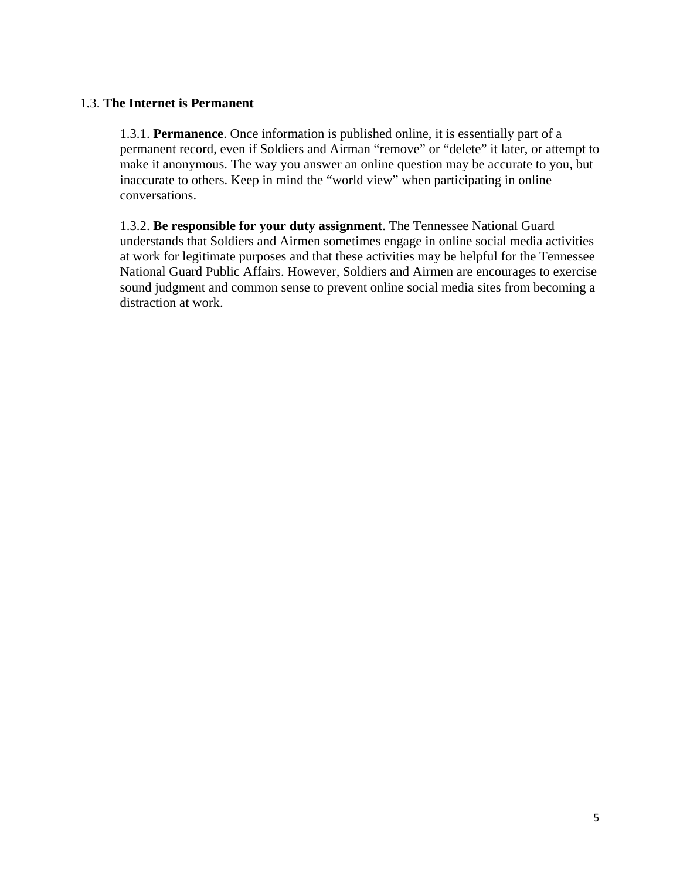1.3. **The Internet is Permanent**

1.3.1. **Permanence**. Once information is published online, it is essentially part of a permanent record, even if Soldiers and Airman "remove" or "delete" it later, or attempt to make it anonymous. The way you answer an online question may be accurate to you, but inaccurate to others. Keep in mind the "world view" when participating in online conversations.

1.3.2. **Be responsible for your duty assignment**. The Tennessee National Guard understands that Soldiers and Airmen sometimes engage in online social media activities at work for legitimate purposes and that these activities may be helpful for the Tennessee National Guard Public Affairs. However, Soldiers and Airmen are encourages to exercise sound judgment and common sense to prevent online social media sites from becoming a distraction at work.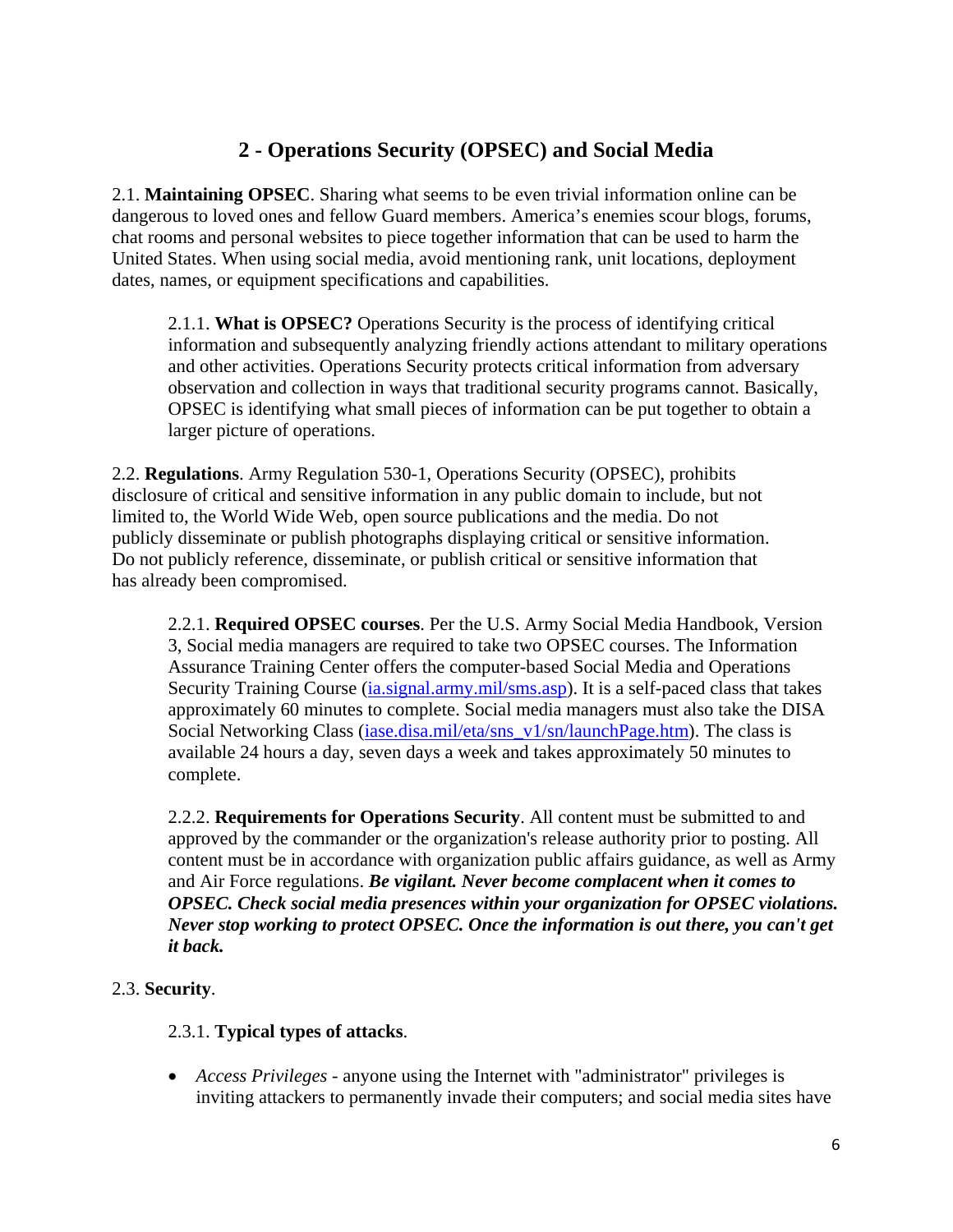## 2 - Operations Security (OPSEC) and Social Media

2.1. **Maintaining OPSEC**. Sharing what seems to be even trivial information online can be dangerous to loved ones and fellow Guard members. America's enemies scour blogs, forums, chat rooms and personal websites to piece together information that can be used to harm the United States. When using social media, avoid mentioning rank, unit locations, deployment dates, names, or equipment specifications and capabilities.

> 2.1.1. **What is OPSEC?** Operations Security is the process of identifying critical information and subsequently analyzing friendly actions attendant to military operations and other activities. Operations Security protects critical information from adversary observation and collection in ways that traditional security programs cannot. Basically, OPSEC is identifying what small pieces of information can be put together to obtain a larger picture of operations.

2.2. **Regulations**. Army Regulation 530-1, Operations Security (OPSEC), prohibits disclosure of critical and sensitive information in any public domain to include, but not limited to, the World Wide Web, open source publications and the media. Do not publicly disseminate or publish photographs displaying critical or sensitive information. Do not publicly reference, disseminate, or publish critical or sensitive information that has already been compromised.

> 2.2.1. **Required OPSEC courses**. Per the U.S. Army Social Media Handbook, Version 3, Social media managers are required to take two OPSEC courses. The Information Assurance Training Center offers the computer-based Social Media and Operations Security Training Course ([ia.signal.army.mil/sms.asp](ia.signal.army.mil/sms.asp)). It is a self-paced class that takes approximately 60 minutes to complete. Social media managers must also take the DISA Social Networking Class ([iase.disa.mil/eta/sns_v1/sn/launchPage.htm](iase.disa.mil/eta/sns_v1/sn/launchPage.htm)). The class is available 24 hours a day, seven days a week and takes approximately 50 minutes to complete.

> 2.2.2. **Requirements for Operations Security**. All content must be submitted to and approved by the commander or the organization's release authority prior to posting. All content must be in accordance with organization public affairs guidance, as well as Army and Air Force regulations. ***Be vigilant. Never become complacent when it comes to OPSEC. Check social media presences within your organization for OPSEC violations. Never stop working to protect OPSEC. Once the information is out there, you can't get it back.***

2.3. **Security**.

> 2.3.1. **Typical types of attacks**.

- *Access Privileges* - anyone using the Internet with "administrator" privileges is inviting attackers to permanently invade their computers; and social media sites have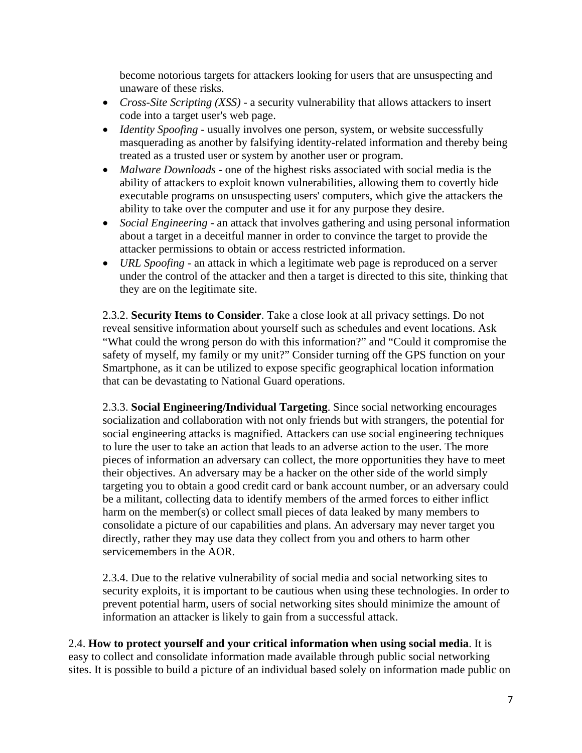become notorious targets for attackers looking for users that are unsuspecting and unaware of these risks.

- *Cross-Site Scripting (XSS)* - a security vulnerability that allows attackers to insert code into a target user's web page.
- *Identity Spoofing* - usually involves one person, system, or website successfully masquerading as another by falsifying identity-related information and thereby being treated as a trusted user or system by another user or program.
- *Malware Downloads* - one of the highest risks associated with social media is the ability of attackers to exploit known vulnerabilities, allowing them to covertly hide executable programs on unsuspecting users' computers, which give the attackers the ability to take over the computer and use it for any purpose they desire.
- *Social Engineering* - an attack that involves gathering and using personal information about a target in a deceitful manner in order to convince the target to provide the attacker permissions to obtain or access restricted information.
- *URL Spoofing* - an attack in which a legitimate web page is reproduced on a server under the control of the attacker and then a target is directed to this site, thinking that they are on the legitimate site.

2.3.2. **Security Items to Consider**. Take a close look at all privacy settings. Do not reveal sensitive information about yourself such as schedules and event locations. Ask "What could the wrong person do with this information?" and "Could it compromise the safety of myself, my family or my unit?" Consider turning off the GPS function on your Smartphone, as it can be utilized to expose specific geographical location information that can be devastating to National Guard operations.

2.3.3. **Social Engineering/Individual Targeting**. Since social networking encourages socialization and collaboration with not only friends but with strangers, the potential for social engineering attacks is magnified. Attackers can use social engineering techniques to lure the user to take an action that leads to an adverse action to the user. The more pieces of information an adversary can collect, the more opportunities they have to meet their objectives. An adversary may be a hacker on the other side of the world simply targeting you to obtain a good credit card or bank account number, or an adversary could be a militant, collecting data to identify members of the armed forces to either inflict harm on the member(s) or collect small pieces of data leaked by many members to consolidate a picture of our capabilities and plans. An adversary may never target you directly, rather they may use data they collect from you and others to harm other servicemembers in the AOR.

2.3.4. Due to the relative vulnerability of social media and social networking sites to security exploits, it is important to be cautious when using these technologies. In order to prevent potential harm, users of social networking sites should minimize the amount of information an attacker is likely to gain from a successful attack.

2.4. **How to protect yourself and your critical information when using social media**. It is easy to collect and consolidate information made available through public social networking sites. It is possible to build a picture of an individual based solely on information made public on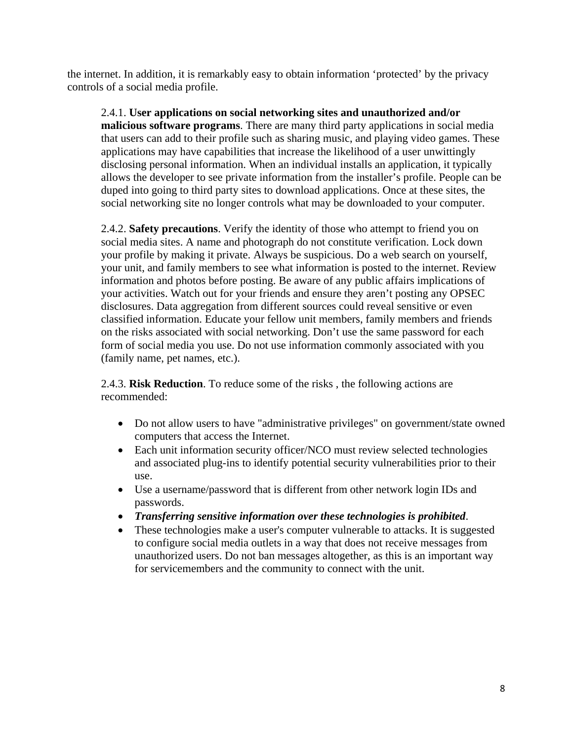the internet. In addition, it is remarkably easy to obtain information ‘protected’ by the privacy controls of a social media profile.

2.4.1. **User applications on social networking sites and unauthorized and/or malicious software programs**. There are many third party applications in social media that users can add to their profile such as sharing music, and playing video games. These applications may have capabilities that increase the likelihood of a user unwittingly disclosing personal information. When an individual installs an application, it typically allows the developer to see private information from the installer’s profile. People can be duped into going to third party sites to download applications. Once at these sites, the social networking site no longer controls what may be downloaded to your computer.

2.4.2. **Safety precautions**. Verify the identity of those who attempt to friend you on social media sites. A name and photograph do not constitute verification. Lock down your profile by making it private. Always be suspicious. Do a web search on yourself, your unit, and family members to see what information is posted to the internet. Review information and photos before posting. Be aware of any public affairs implications of your activities. Watch out for your friends and ensure they aren’t posting any OPSEC disclosures. Data aggregation from different sources could reveal sensitive or even classified information. Educate your fellow unit members, family members and friends on the risks associated with social networking. Don’t use the same password for each form of social media you use. Do not use information commonly associated with you (family name, pet names, etc.).

2.4.3. **Risk Reduction**. To reduce some of the risks , the following actions are recommended:

- Do not allow users to have "administrative privileges" on government/state owned computers that access the Internet.
- Each unit information security officer/NCO must review selected technologies and associated plug-ins to identify potential security vulnerabilities prior to their use.
- Use a username/password that is different from other network login IDs and passwords.
- ***Transferring sensitive information over these technologies is prohibited***.
- These technologies make a user's computer vulnerable to attacks. It is suggested to configure social media outlets in a way that does not receive messages from unauthorized users. Do not ban messages altogether, as this is an important way for servicemembers and the community to connect with the unit.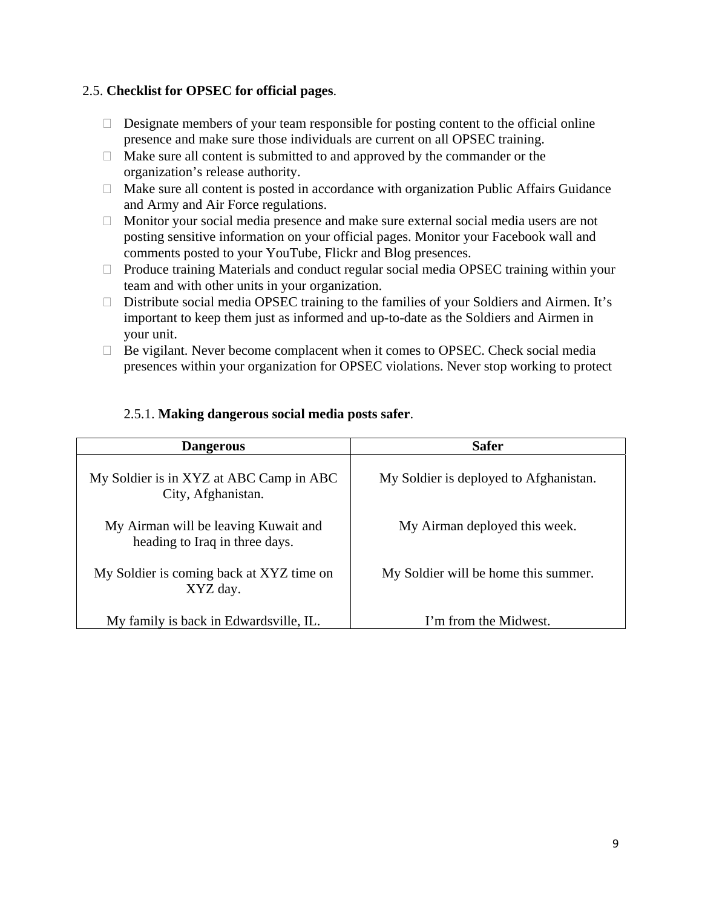2.5. **Checklist for OPSEC for official pages**.

- Designate members of your team responsible for posting content to the official online presence and make sure those individuals are current on all OPSEC training.
- Make sure all content is submitted to and approved by the commander or the organization's release authority.
- Make sure all content is posted in accordance with organization Public Affairs Guidance and Army and Air Force regulations.
- Monitor your social media presence and make sure external social media users are not posting sensitive information on your official pages. Monitor your Facebook wall and comments posted to your YouTube, Flickr and Blog presences.
- Produce training Materials and conduct regular social media OPSEC training within your team and with other units in your organization.
- Distribute social media OPSEC training to the families of your Soldiers and Airmen. It's important to keep them just as informed and up-to-date as the Soldiers and Airmen in your unit.
- Be vigilant. Never become complacent when it comes to OPSEC. Check social media presences within your organization for OPSEC violations. Never stop working to protect

2.5.1. **Making dangerous social media posts safer**.

| Dangerous | Safer |
|---|---|
| My Soldier is in XYZ at ABC Camp in ABC City, Afghanistan. | My Soldier is deployed to Afghanistan. |
| My Airman will be leaving Kuwait and heading to Iraq in three days. | My Airman deployed this week. |
| My Soldier is coming back at XYZ time on XYZ day. | My Soldier will be home this summer. |
| My family is back in Edwardsville, IL. | I'm from the Midwest. |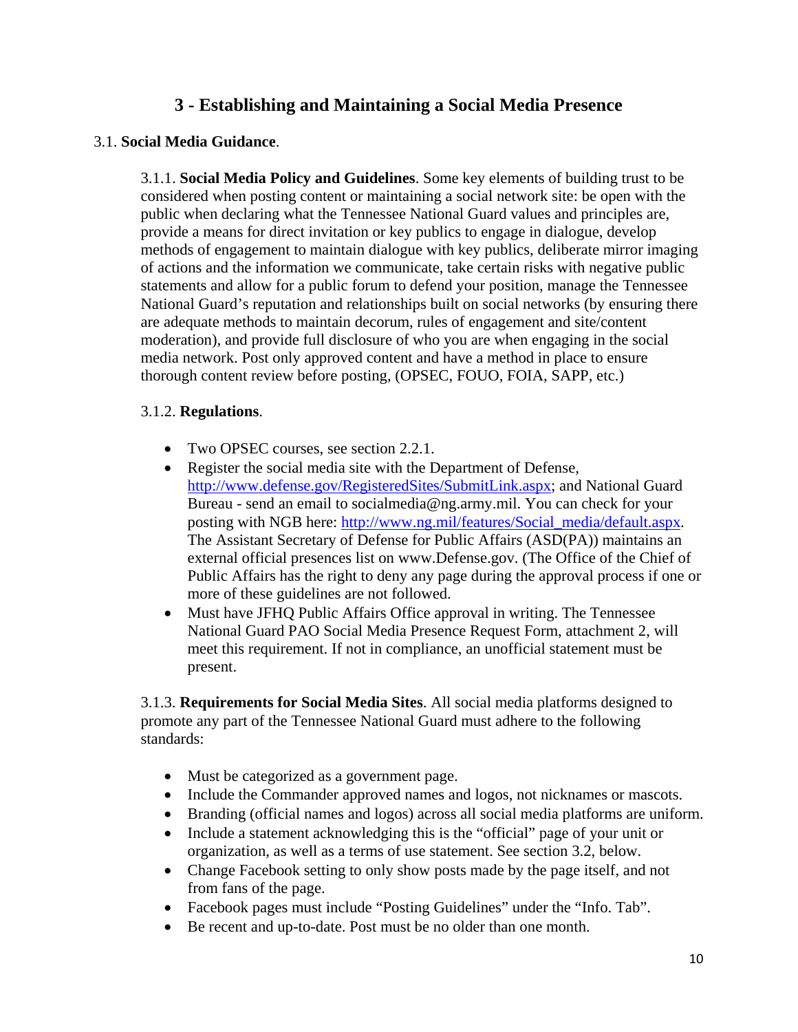# 3 - Establishing and Maintaining a Social Media Presence

3.1. **Social Media Guidance**.

3.1.1. **Social Media Policy and Guidelines**. Some key elements of building trust to be considered when posting content or maintaining a social network site: be open with the public when declaring what the Tennessee National Guard values and principles are, provide a means for direct invitation or key publics to engage in dialogue, develop methods of engagement to maintain dialogue with key publics, deliberate mirror imaging of actions and the information we communicate, take certain risks with negative public statements and allow for a public forum to defend your position, manage the Tennessee National Guard's reputation and relationships built on social networks (by ensuring there are adequate methods to maintain decorum, rules of engagement and site/content moderation), and provide full disclosure of who you are when engaging in the social media network. Post only approved content and have a method in place to ensure thorough content review before posting, (OPSEC, FOUO, FOIA, SAPP, etc.)

3.1.2. **Regulations**.

- Two OPSEC courses, see section 2.2.1.
- Register the social media site with the Department of Defense, http://www.defense.gov/RegisteredSites/SubmitLink.aspx; and National Guard Bureau - send an email to socialmedia@ng.army.mil. You can check for your posting with NGB here: http://www.ng.mil/features/Social_media/default.aspx. The Assistant Secretary of Defense for Public Affairs (ASD(PA)) maintains an external official presences list on www.Defense.gov. (The Office of the Chief of Public Affairs has the right to deny any page during the approval process if one or more of these guidelines are not followed.
- Must have JFHQ Public Affairs Office approval in writing. The Tennessee National Guard PAO Social Media Presence Request Form, attachment 2, will meet this requirement. If not in compliance, an unofficial statement must be present.

3.1.3. **Requirements for Social Media Sites**. All social media platforms designed to promote any part of the Tennessee National Guard must adhere to the following standards:

- Must be categorized as a government page.
- Include the Commander approved names and logos, not nicknames or mascots.
- Branding (official names and logos) across all social media platforms are uniform.
- Include a statement acknowledging this is the "official" page of your unit or organization, as well as a terms of use statement. See section 3.2, below.
- Change Facebook setting to only show posts made by the page itself, and not from fans of the page.
- Facebook pages must include "Posting Guidelines" under the "Info. Tab".
- Be recent and up-to-date. Post must be no older than one month.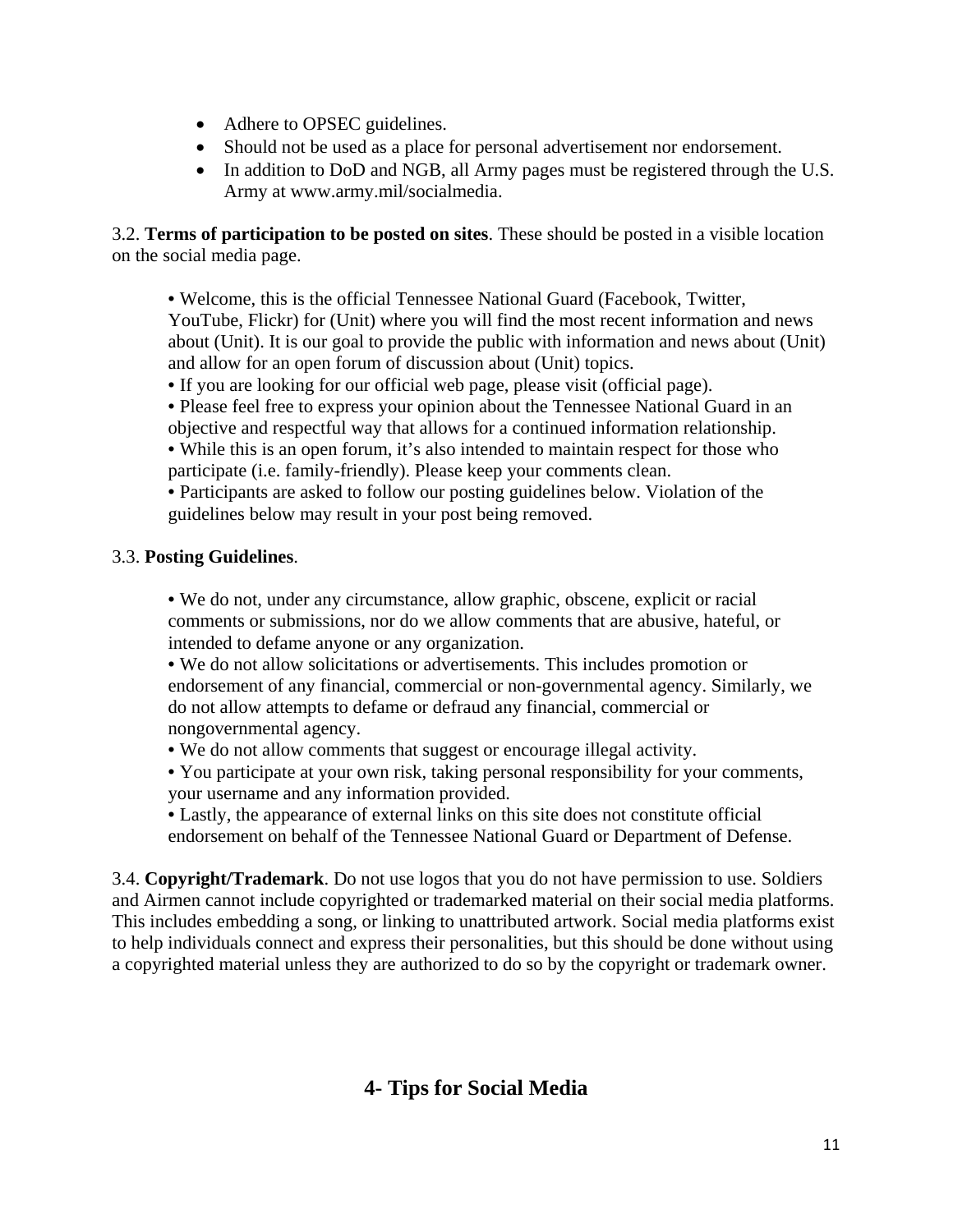- Adhere to OPSEC guidelines.
- Should not be used as a place for personal advertisement nor endorsement.
- In addition to DoD and NGB, all Army pages must be registered through the U.S. Army at www.army.mil/socialmedia.

3.2. **Terms of participation to be posted on sites**. These should be posted in a visible location on the social media page.

> • Welcome, this is the official Tennessee National Guard (Facebook, Twitter, YouTube, Flickr) for (Unit) where you will find the most recent information and news about (Unit). It is our goal to provide the public with information and news about (Unit) and allow for an open forum of discussion about (Unit) topics.
> • If you are looking for our official web page, please visit (official page).
> • Please feel free to express your opinion about the Tennessee National Guard in an objective and respectful way that allows for a continued information relationship.
> • While this is an open forum, it's also intended to maintain respect for those who participate (i.e. family-friendly). Please keep your comments clean.
> • Participants are asked to follow our posting guidelines below. Violation of the guidelines below may result in your post being removed.

3.3. **Posting Guidelines**.

> • We do not, under any circumstance, allow graphic, obscene, explicit or racial comments or submissions, nor do we allow comments that are abusive, hateful, or intended to defame anyone or any organization.
> • We do not allow solicitations or advertisements. This includes promotion or endorsement of any financial, commercial or non-governmental agency. Similarly, we do not allow attempts to defame or defraud any financial, commercial or nongovernmental agency.
> • We do not allow comments that suggest or encourage illegal activity.
> • You participate at your own risk, taking personal responsibility for your comments, your username and any information provided.
> • Lastly, the appearance of external links on this site does not constitute official endorsement on behalf of the Tennessee National Guard or Department of Defense.

3.4. **Copyright/Trademark**. Do not use logos that you do not have permission to use. Soldiers and Airmen cannot include copyrighted or trademarked material on their social media platforms. This includes embedding a song, or linking to unattributed artwork. Social media platforms exist to help individuals connect and express their personalities, but this should be done without using a copyrighted material unless they are authorized to do so by the copyright or trademark owner.

## 4- Tips for Social Media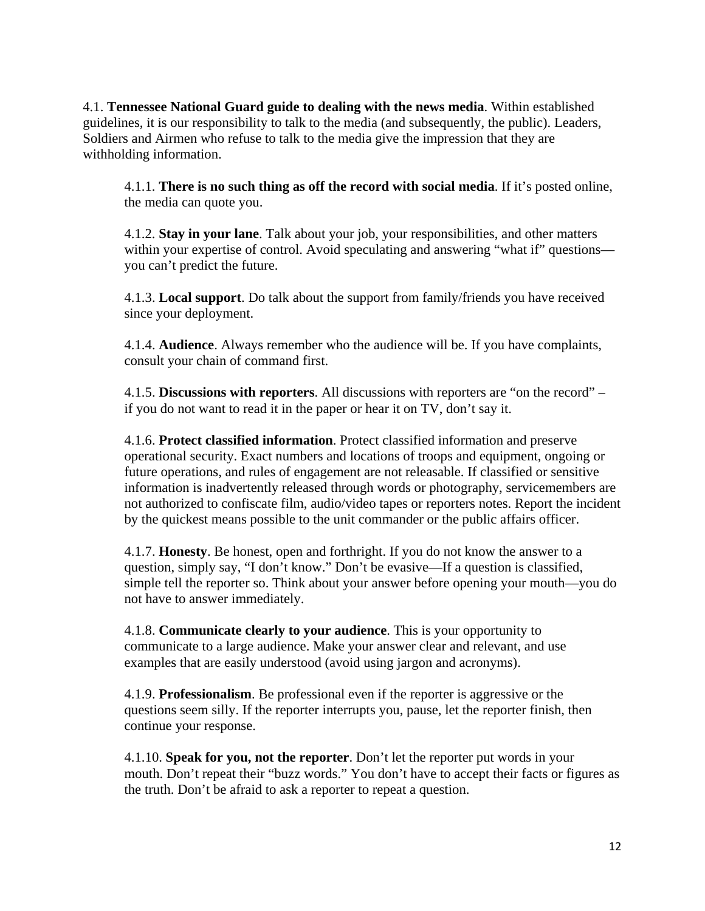4.1. **Tennessee National Guard guide to dealing with the news media**. Within established guidelines, it is our responsibility to talk to the media (and subsequently, the public). Leaders, Soldiers and Airmen who refuse to talk to the media give the impression that they are withholding information.

4.1.1. **There is no such thing as off the record with social media**. If it's posted online, the media can quote you.

4.1.2. **Stay in your lane**. Talk about your job, your responsibilities, and other matters within your expertise of control. Avoid speculating and answering "what if" questions—you can't predict the future.

4.1.3. **Local support**. Do talk about the support from family/friends you have received since your deployment.

4.1.4. **Audience**. Always remember who the audience will be. If you have complaints, consult your chain of command first.

4.1.5. **Discussions with reporters**. All discussions with reporters are "on the record" – if you do not want to read it in the paper or hear it on TV, don't say it.

4.1.6. **Protect classified information**. Protect classified information and preserve operational security. Exact numbers and locations of troops and equipment, ongoing or future operations, and rules of engagement are not releasable. If classified or sensitive information is inadvertently released through words or photography, servicemembers are not authorized to confiscate film, audio/video tapes or reporters notes. Report the incident by the quickest means possible to the unit commander or the public affairs officer.

4.1.7. **Honesty**. Be honest, open and forthright. If you do not know the answer to a question, simply say, "I don't know." Don't be evasive—If a question is classified, simple tell the reporter so. Think about your answer before opening your mouth—you do not have to answer immediately.

4.1.8. **Communicate clearly to your audience**. This is your opportunity to communicate to a large audience. Make your answer clear and relevant, and use examples that are easily understood (avoid using jargon and acronyms).

4.1.9. **Professionalism**. Be professional even if the reporter is aggressive or the questions seem silly. If the reporter interrupts you, pause, let the reporter finish, then continue your response.

4.1.10. **Speak for you, not the reporter**. Don't let the reporter put words in your mouth. Don't repeat their "buzz words." You don't have to accept their facts or figures as the truth. Don't be afraid to ask a reporter to repeat a question.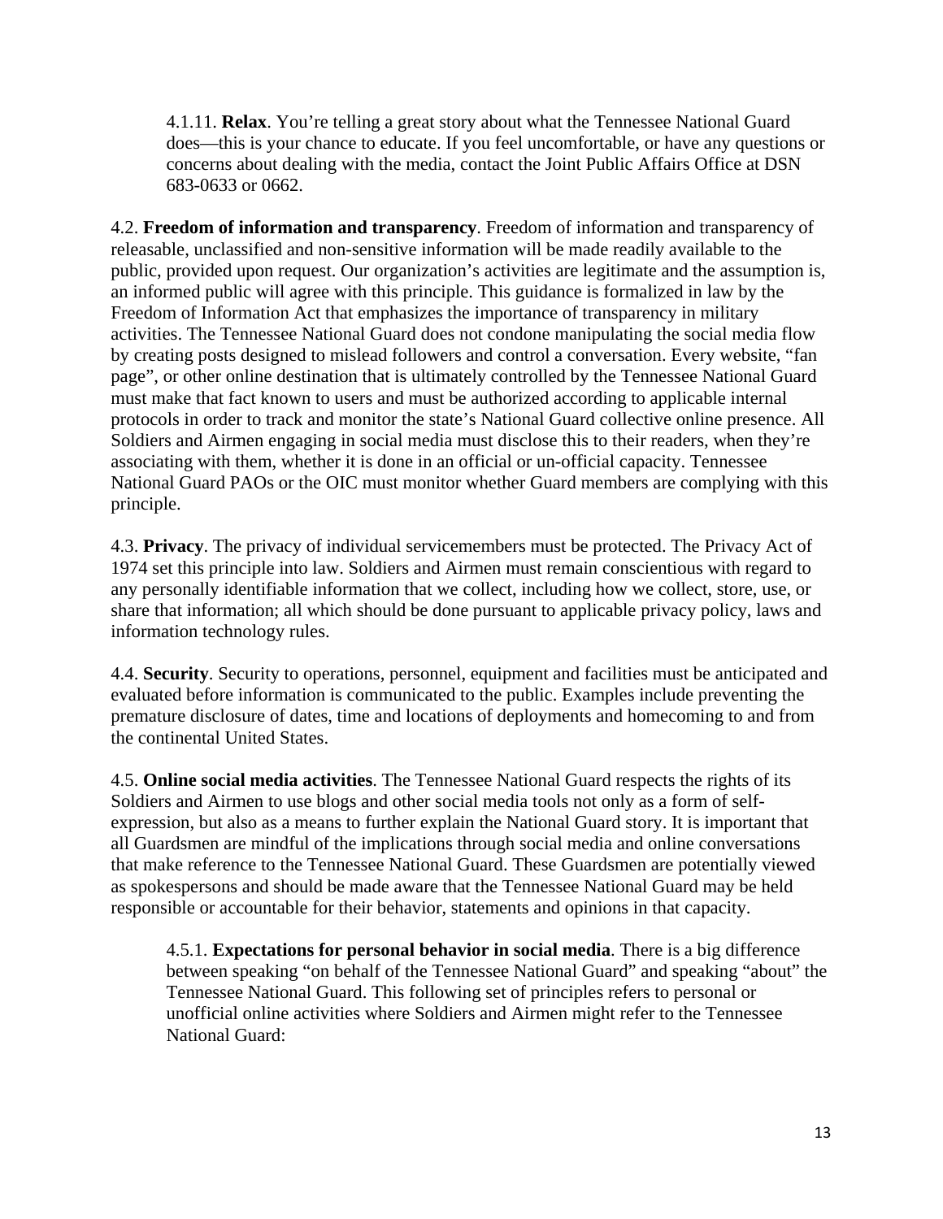4.1.11. **Relax**. You're telling a great story about what the Tennessee National Guard does—this is your chance to educate. If you feel uncomfortable, or have any questions or concerns about dealing with the media, contact the Joint Public Affairs Office at DSN 683-0633 or 0662.

4.2. **Freedom of information and transparency**. Freedom of information and transparency of releasable, unclassified and non-sensitive information will be made readily available to the public, provided upon request. Our organization's activities are legitimate and the assumption is, an informed public will agree with this principle. This guidance is formalized in law by the Freedom of Information Act that emphasizes the importance of transparency in military activities. The Tennessee National Guard does not condone manipulating the social media flow by creating posts designed to mislead followers and control a conversation. Every website, "fan page", or other online destination that is ultimately controlled by the Tennessee National Guard must make that fact known to users and must be authorized according to applicable internal protocols in order to track and monitor the state's National Guard collective online presence. All Soldiers and Airmen engaging in social media must disclose this to their readers, when they're associating with them, whether it is done in an official or un-official capacity. Tennessee National Guard PAOs or the OIC must monitor whether Guard members are complying with this principle.

4.3. **Privacy**. The privacy of individual servicemembers must be protected. The Privacy Act of 1974 set this principle into law. Soldiers and Airmen must remain conscientious with regard to any personally identifiable information that we collect, including how we collect, store, use, or share that information; all which should be done pursuant to applicable privacy policy, laws and information technology rules.

4.4. **Security**. Security to operations, personnel, equipment and facilities must be anticipated and evaluated before information is communicated to the public. Examples include preventing the premature disclosure of dates, time and locations of deployments and homecoming to and from the continental United States.

4.5. **Online social media activities**. The Tennessee National Guard respects the rights of its Soldiers and Airmen to use blogs and other social media tools not only as a form of self-expression, but also as a means to further explain the National Guard story. It is important that all Guardsmen are mindful of the implications through social media and online conversations that make reference to the Tennessee National Guard. These Guardsmen are potentially viewed as spokespersons and should be made aware that the Tennessee National Guard may be held responsible or accountable for their behavior, statements and opinions in that capacity.

4.5.1. **Expectations for personal behavior in social media**. There is a big difference between speaking "on behalf of the Tennessee National Guard" and speaking "about" the Tennessee National Guard. This following set of principles refers to personal or unofficial online activities where Soldiers and Airmen might refer to the Tennessee National Guard: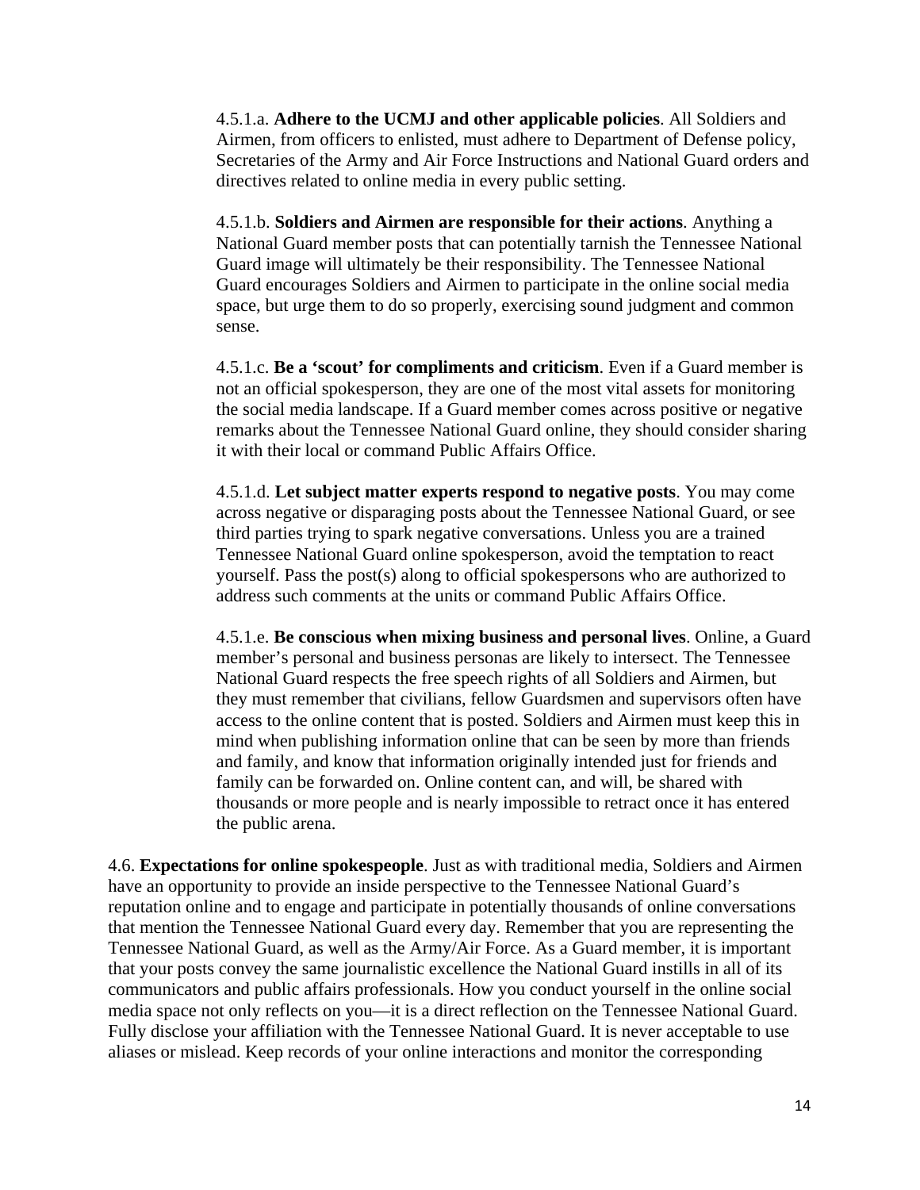4.5.1.a. **Adhere to the UCMJ and other applicable policies**. All Soldiers and Airmen, from officers to enlisted, must adhere to Department of Defense policy, Secretaries of the Army and Air Force Instructions and National Guard orders and directives related to online media in every public setting.

4.5.1.b. **Soldiers and Airmen are responsible for their actions**. Anything a National Guard member posts that can potentially tarnish the Tennessee National Guard image will ultimately be their responsibility. The Tennessee National Guard encourages Soldiers and Airmen to participate in the online social media space, but urge them to do so properly, exercising sound judgment and common sense.

4.5.1.c. **Be a 'scout' for compliments and criticism**. Even if a Guard member is not an official spokesperson, they are one of the most vital assets for monitoring the social media landscape. If a Guard member comes across positive or negative remarks about the Tennessee National Guard online, they should consider sharing it with their local or command Public Affairs Office.

4.5.1.d. **Let subject matter experts respond to negative posts**. You may come across negative or disparaging posts about the Tennessee National Guard, or see third parties trying to spark negative conversations. Unless you are a trained Tennessee National Guard online spokesperson, avoid the temptation to react yourself. Pass the post(s) along to official spokespersons who are authorized to address such comments at the units or command Public Affairs Office.

4.5.1.e. **Be conscious when mixing business and personal lives**. Online, a Guard member's personal and business personas are likely to intersect. The Tennessee National Guard respects the free speech rights of all Soldiers and Airmen, but they must remember that civilians, fellow Guardsmen and supervisors often have access to the online content that is posted. Soldiers and Airmen must keep this in mind when publishing information online that can be seen by more than friends and family, and know that information originally intended just for friends and family can be forwarded on. Online content can, and will, be shared with thousands or more people and is nearly impossible to retract once it has entered the public arena.

4.6. **Expectations for online spokespeople**. Just as with traditional media, Soldiers and Airmen have an opportunity to provide an inside perspective to the Tennessee National Guard's reputation online and to engage and participate in potentially thousands of online conversations that mention the Tennessee National Guard every day. Remember that you are representing the Tennessee National Guard, as well as the Army/Air Force. As a Guard member, it is important that your posts convey the same journalistic excellence the National Guard instills in all of its communicators and public affairs professionals. How you conduct yourself in the online social media space not only reflects on you—it is a direct reflection on the Tennessee National Guard. Fully disclose your affiliation with the Tennessee National Guard. It is never acceptable to use aliases or mislead. Keep records of your online interactions and monitor the corresponding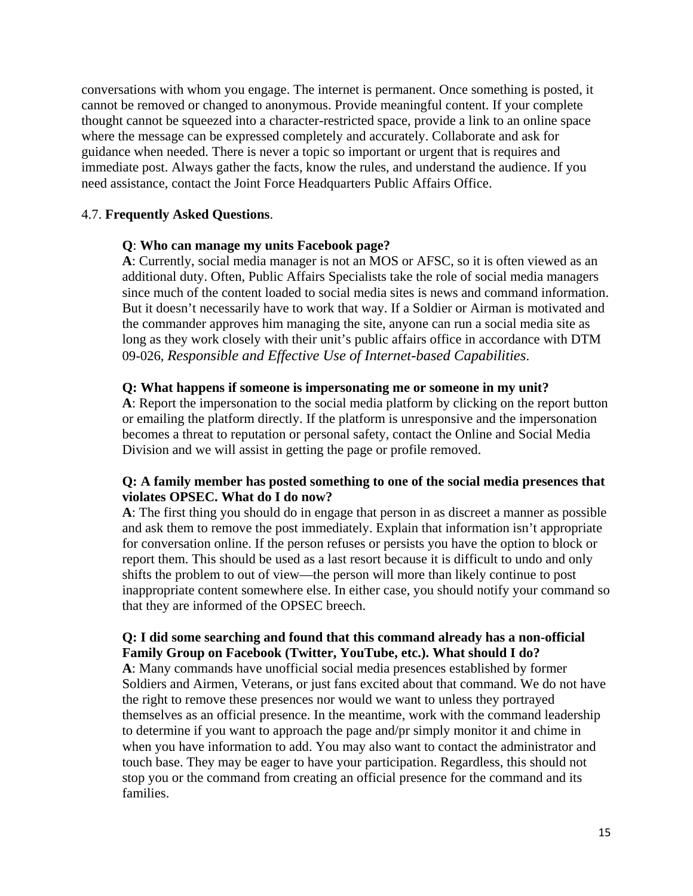conversations with whom you engage. The internet is permanent. Once something is posted, it cannot be removed or changed to anonymous. Provide meaningful content. If your complete thought cannot be squeezed into a character-restricted space, provide a link to an online space where the message can be expressed completely and accurately. Collaborate and ask for guidance when needed. There is never a topic so important or urgent that is requires and immediate post. Always gather the facts, know the rules, and understand the audience. If you need assistance, contact the Joint Force Headquarters Public Affairs Office.

4.7. **Frequently Asked Questions**.

> **Q**: **Who can manage my units Facebook page?**
> **A**: Currently, social media manager is not an MOS or AFSC, so it is often viewed as an additional duty. Often, Public Affairs Specialists take the role of social media managers since much of the content loaded to social media sites is news and command information. But it doesn't necessarily have to work that way. If a Soldier or Airman is motivated and the commander approves him managing the site, anyone can run a social media site as long as they work closely with their unit's public affairs office in accordance with DTM 09-026, *Responsible and Effective Use of Internet-based Capabilities*.
>
> **Q: What happens if someone is impersonating me or someone in my unit?**
> **A**: Report the impersonation to the social media platform by clicking on the report button or emailing the platform directly. If the platform is unresponsive and the impersonation becomes a threat to reputation or personal safety, contact the Online and Social Media Division and we will assist in getting the page or profile removed.
>
> **Q: A family member has posted something to one of the social media presences that violates OPSEC. What do I do now?**
> **A**: The first thing you should do in engage that person in as discreet a manner as possible and ask them to remove the post immediately. Explain that information isn't appropriate for conversation online. If the person refuses or persists you have the option to block or report them. This should be used as a last resort because it is difficult to undo and only shifts the problem to out of view—the person will more than likely continue to post inappropriate content somewhere else. In either case, you should notify your command so that they are informed of the OPSEC breech.
>
> **Q: I did some searching and found that this command already has a non-official Family Group on Facebook (Twitter, YouTube, etc.). What should I do?**
> **A**: Many commands have unofficial social media presences established by former Soldiers and Airmen, Veterans, or just fans excited about that command. We do not have the right to remove these presences nor would we want to unless they portrayed themselves as an official presence. In the meantime, work with the command leadership to determine if you want to approach the page and/pr simply monitor it and chime in when you have information to add. You may also want to contact the administrator and touch base. They may be eager to have your participation. Regardless, this should not stop you or the command from creating an official presence for the command and its families.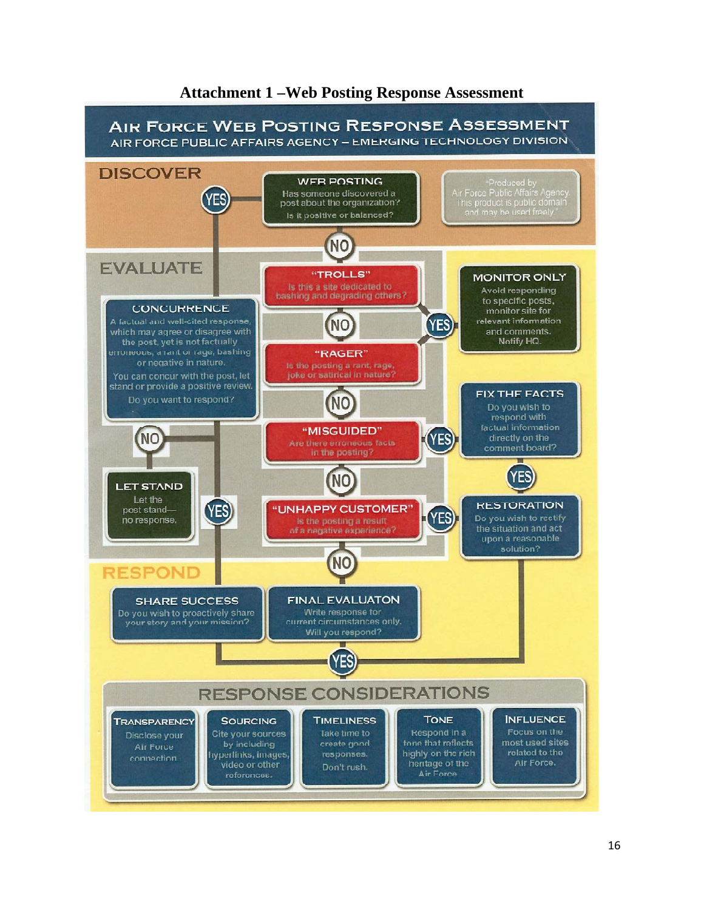# Attachment 1 –Web Posting Response Assessment

## AIR FORCE WEB POSTING RESPONSE ASSESSMENT

AIR FORCE PUBLIC AFFAIRS AGENCY – EMERGING TECHNOLOGY DIVISION

### DISCOVER

**WEB POSTING**
Has someone discovered a post about the organization?
Is it positive or balanced?

YES → Concurrence
NO → "Trolls"

"Produced by Air Force Public Affairs Agency. This product is public domain and may be used freely."

### EVALUATE

**"TROLLS"**
Is this a site dedicated to bashing and degrading others?

YES → Monitor Only
NO → "Rager"

**MONITOR ONLY**
Avoid responding to specific posts, monitor site for relevant information and comments. Notify HQ.

**"RAGER"**
Is the posting a rant, rage, joke or satirical in nature?

YES → Monitor Only
NO → "Misguided"

**"MISGUIDED"**
Are there erroneous facts in the posting?

YES → Fix the Facts
NO → "Unhappy Customer"

**FIX THE FACTS**
Do you wish to respond with factual information directly on the comment board?

YES → Restoration

**"UNHAPPY CUSTOMER"**
Is the posting a result of a negative experience?

YES → Restoration
NO → Final Evaluation

**RESTORATION**
Do you wish to rectify the situation and act upon a reasonable solution?

**CONCURRENCE**
A factual and well-cited response, which may agree or disagree with the post, yet is not factually erroneous, a rant or rage, bashing or negative in nature.
You can concur with the post, let stand or provide a positive review.
Do you want to respond?

NO → Let Stand
YES → Share Success

**LET STAND**
Let the post stand—no response.

### RESPOND

**SHARE SUCCESS**
Do you wish to proactively share your story and your mission?

**FINAL EVALUATON**
Write response for current circumstances only.
Will you respond?

YES → Response Considerations

### RESPONSE CONSIDERATIONS

| TRANSPARENCY | SOURCING | TIMELINESS | TONE | INFLUENCE |
|---|---|---|---|---|
| Disclose your Air Force connection. | Cite your sources by including hyperlinks, images, video or other references. | Take time to create good responses. Don't rush. | Respond in a tone that reflects highly on the rich heritage of the Air Force. | Focus on the most used sites related to the Air Force. |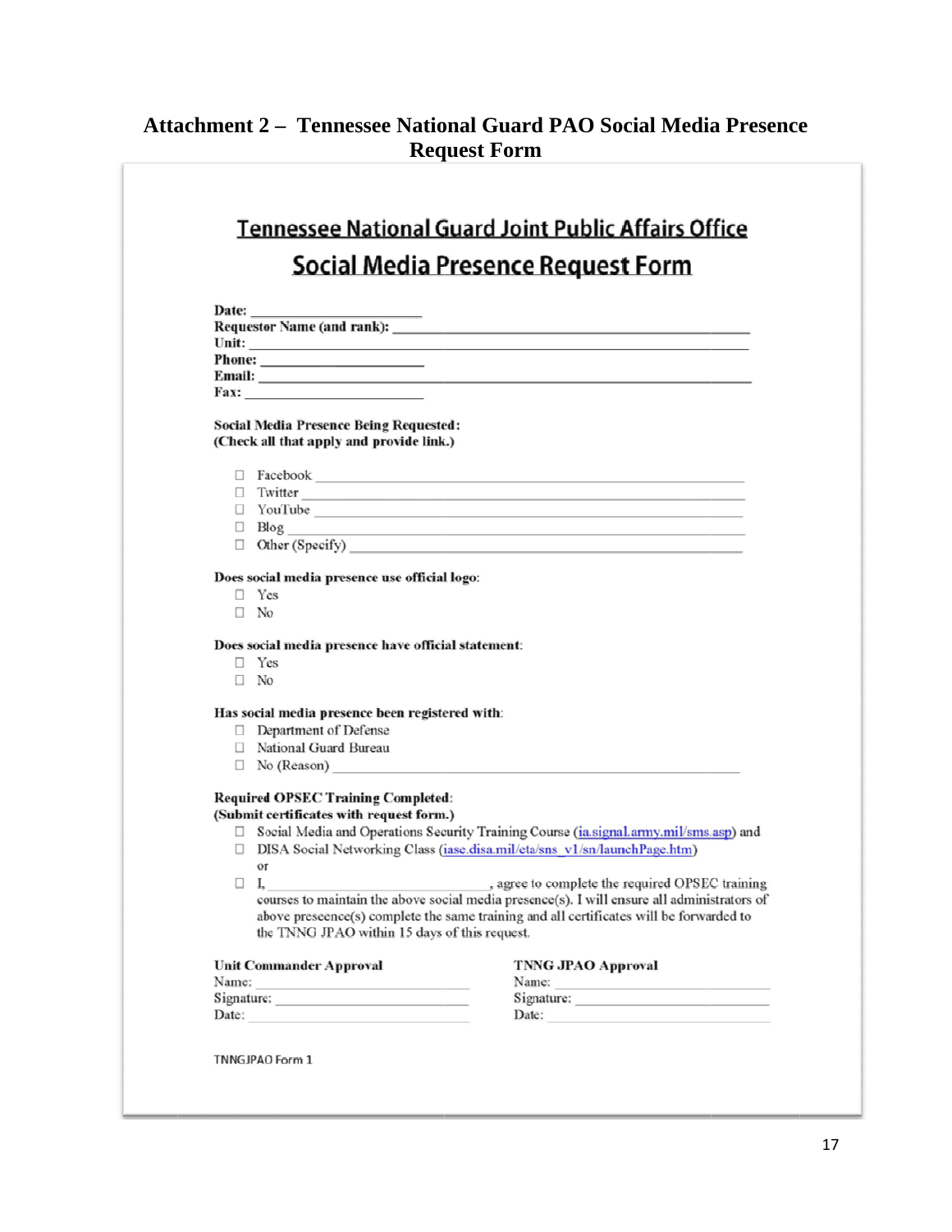## Attachment 2 – Tennessee National Guard PAO Social Media Presence Request Form

# Tennessee National Guard Joint Public Affairs Office

# Social Media Presence Request Form

**Date:** ____________________

**Requestor Name (and rank):** ____________________

**Unit:** ____________________

**Phone:** ____________________

**Email:** ____________________

**Fax:** ____________________

**Social Media Presence Being Requested:**
**(Check all that apply and provide link.)**

- ☐ Facebook ____________________
- ☐ Twitter ____________________
- ☐ YouTube ____________________
- ☐ Blog ____________________
- ☐ Other (Specify) ____________________

**Does social media presence use official logo:**

- ☐ Yes
- ☐ No

**Does social media presence have official statement:**

- ☐ Yes
- ☐ No

**Has social media presence been registered with:**

- ☐ Department of Defense
- ☐ National Guard Bureau
- ☐ No (Reason) ____________________

**Required OPSEC Training Completed:**
**(Submit certificates with request form.)**

- ☐ Social Media and Operations Security Training Course (ia.signal.army.mil/sms.asp) and
- ☐ DISA Social Networking Class (iase.disa.mil/eta/sns_v1/sn/launchPage.htm)

  or

- ☐ I, ____________________, agree to complete the required OPSEC training courses to maintain the above social media presence(s). I will ensure all administrators of above preseence(s) complete the same training and all certificates will be forwarded to the TNNG JPAO within 15 days of this request.

| **Unit Commander Approval** | **TNNG JPAO Approval** |
|---|---|
| Name: ____________________ | Name: ____________________ |
| Signature: ____________________ | Signature: ____________________ |
| Date: ____________________ | Date: ____________________ |

TNNGJPAO Form 1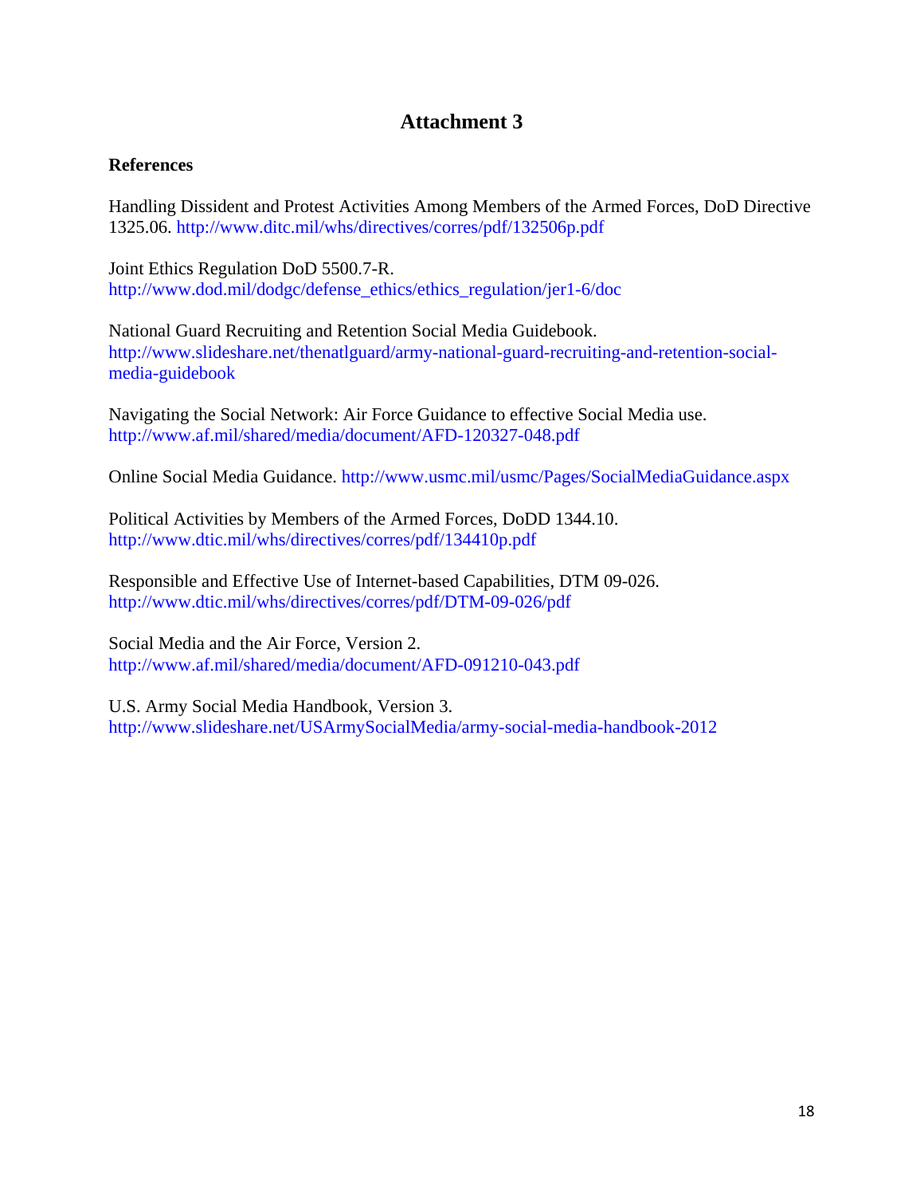# Attachment 3

**References**

Handling Dissident and Protest Activities Among Members of the Armed Forces, DoD Directive 1325.06. http://www.ditc.mil/whs/directives/corres/pdf/132506p.pdf

Joint Ethics Regulation DoD 5500.7-R. http://www.dod.mil/dodgc/defense_ethics/ethics_regulation/jer1-6/doc

National Guard Recruiting and Retention Social Media Guidebook. http://www.slideshare.net/thenatlguard/army-national-guard-recruiting-and-retention-social-media-guidebook

Navigating the Social Network: Air Force Guidance to effective Social Media use. http://www.af.mil/shared/media/document/AFD-120327-048.pdf

Online Social Media Guidance. http://www.usmc.mil/usmc/Pages/SocialMediaGuidance.aspx

Political Activities by Members of the Armed Forces, DoDD 1344.10. http://www.dtic.mil/whs/directives/corres/pdf/134410p.pdf

Responsible and Effective Use of Internet-based Capabilities, DTM 09-026. http://www.dtic.mil/whs/directives/corres/pdf/DTM-09-026/pdf

Social Media and the Air Force, Version 2. http://www.af.mil/shared/media/document/AFD-091210-043.pdf

U.S. Army Social Media Handbook, Version 3. http://www.slideshare.net/USArmySocialMedia/army-social-media-handbook-2012